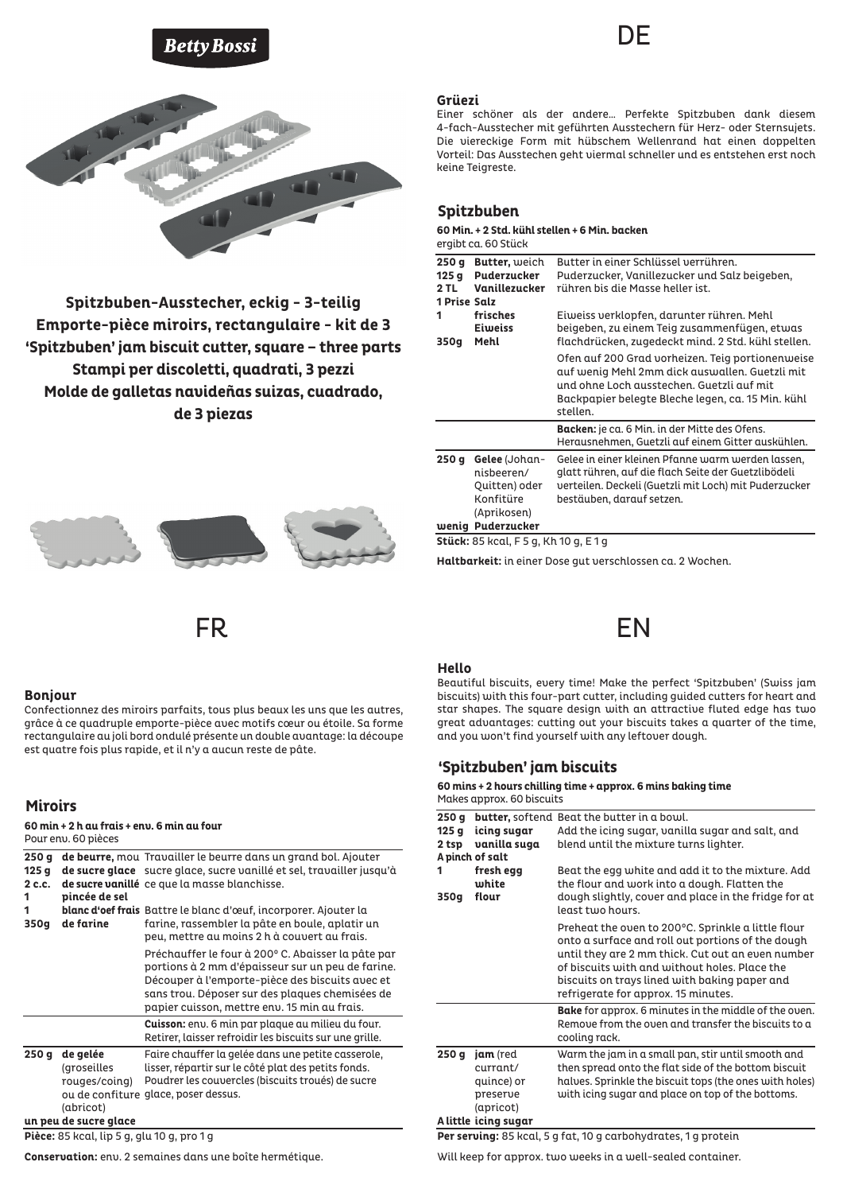Betty Bossi

**Spitzbuben-Ausstecher, eckig - 3-teilig**
**Emporte-pièce miroirs, rectangulaire - kit de 3**
**'Spitzbuben' jam biscuit cutter, square – three parts**
**Stampi per discoletti, quadrati, 3 pezzi**
**Molde de galletas navideñas suizas, cuadrado, de 3 piezas**

# DE

### Grüezi

Einer schöner als der andere... Perfekte Spitzbuben dank diesem 4-fach-Ausstecher mit geführten Ausstechern für Herz- oder Sternsujets. Die viereckige Form mit hübschem Wellenrand hat einen doppelten Vorteil: Das Ausstechen geht viermal schneller und es entstehen erst noch keine Teigreste.

## Spitzbuben

**60 Min. + 2 Std. kühl stellen + 6 Min. backen**
ergibt ca. 60 Stück

| | | |
|---|---|---|
| **250 g** | **Butter,** weich | Butter in einer Schlüssel verrühren. |
| **125 g** | **Puderzucker** | Puderzucker, Vanillezucker und Salz beigeben, |
| **2 TL** | **Vanillezucker** | rühren bis die Masse heller ist. |
| **1 Prise** | **Salz** | |
| **1** | **frisches Eiweiss** | Eiweiss verklopfen, darunter rühren. Mehl beigeben, zu einem Teig zusammenfügen, etwas flachdrücken, zugedeckt mind. 2 Std. kühl stellen. |
| **350g** | **Mehl** | |
| | | Ofen auf 200 Grad vorheizen. Teig portionenweise auf wenig Mehl 2mm dick auswallen. Guetzli mit und ohne Loch ausstechen. Guetzli auf mit Backpapier belegte Bleche legen, ca. 15 Min. kühl stellen. |
| | | **Backen:** je ca. 6 Min. in der Mitte des Ofens. Herausnehmen, Guetzli auf einem Gitter auskühlen. |
| **250 g** | **Gelee** (Johannisbeeren/ Quitten) oder Konfitüre (Aprikosen) | Gelee in einer kleinen Pfanne warm werden lassen, glatt rühren, auf die flach Seite der Guetzlibödeli verteilen. Deckeli (Guetzli mit Loch) mit Puderzucker bestäuben, darauf setzen. |
| **wenig** | **Puderzucker** | |

**Stück:** 85 kcal, F 5 g, Kh 10 g, E 1 g

**Haltbarkeit:** in einer Dose gut verschlossen ca. 2 Wochen.

# FR

### Bonjour

Confectionnez des miroirs parfaits, tous plus beaux les uns que les autres, grâce à ce quadruple emporte-pièce avec motifs cœur ou étoile. Sa forme rectangulaire au joli bord ondulé présente un double avantage: la découpe est quatre fois plus rapide, et il n'y a aucun reste de pâte.

## Miroirs

**60 min + 2 h au frais + env. 6 min au four**
Pour env. 60 pièces

| | | |
|---|---|---|
| **250 g** | **de beurre,** mou | Travailler le beurre dans un grand bol. Ajouter |
| **125 g** | **de sucre glace** | sucre glace, sucre vanillé et sel, travailler jusqu'à |
| **2 c.c.** | **de sucre vanillé** | ce que la masse blanchisse. |
| **1** | **pincée de sel** | |
| **1** | **blanc d'oef frais** | Battre le blanc d'œuf, incorporer. Ajouter la farine, rassembler la pâte en boule, aplatir un peu, mettre au moins 2 h à couvert au frais. |
| **350g** | **de farine** | |
| | | Préchauffer le four à 200° C. Abaisser la pâte par portions à 2 mm d'épaisseur sur un peu de farine. Découper à l'emporte-pièce des biscuits avec et sans trou. Déposer sur des plaques chemisées de papier cuisson, mettre env. 15 min au frais. |
| | | **Cuisson:** env. 6 min par plaque au milieu du four. Retirer, laisser refroidir les biscuits sur une grille. |
| **250 g** | **de gelée** (groseilles rouges/coing) ou de confiture (abricot) | Faire chauffer la gelée dans une petite casserole, lisser, répartir sur le côté plat des petits fonds. Poudrer les couvercles (biscuits troués) de sucre glace, poser dessus. |
| **un peu** | **de sucre glace** | |

**Pièce:** 85 kcal, lip 5 g, glu 10 g, pro 1 g

**Conservation:** env. 2 semaines dans une boîte hermétique.

# EN

### Hello

Beautiful biscuits, every time! Make the perfect 'Spitzbuben' (Swiss jam biscuits) with this four-part cutter, including guided cutters for heart and star shapes. The square design with an attractive fluted edge has two great advantages: cutting out your biscuits takes a quarter of the time, and you won't find yourself with any leftover dough.

## 'Spitzbuben' jam biscuits

**60 mins + 2 hours chilling time + approx. 6 mins baking time**
Makes approx. 60 biscuits

| | | |
|---|---|---|
| **250 g** | **butter,** softend | Beat the butter in a bowl. |
| **125 g** | **icing sugar** | Add the icing sugar, vanilla sugar and salt, and |
| **2 tsp** | **vanilla suga** | blend until the mixture turns lighter. |
| **A pinch** | **of salt** | |
| **1** | **fresh egg white** | Beat the egg white and add it to the mixture. Add the flour and work into a dough. Flatten the dough slightly, cover and place in the fridge for at least two hours. |
| **350g** | **flour** | |
| | | Preheat the oven to 200°C. Sprinkle a little flour onto a surface and roll out portions of the dough until they are 2 mm thick. Cut out an even number of biscuits with and without holes. Place the biscuits on trays lined with baking paper and refrigerate for approx. 15 minutes. |
| | | **Bake** for approx. 6 minutes in the middle of the oven. Remove from the oven and transfer the biscuits to a cooling rack. |
| **250 g** | **jam** (red currant/ quince) or preserve (apricot) | Warm the jam in a small pan, stir until smooth and then spread onto the flat side of the bottom biscuit halves. Sprinkle the biscuit tops (the ones with holes) with icing sugar and place on top of the bottoms. |
| **A little** | **icing sugar** | |

**Per serving:** 85 kcal, 5 g fat, 10 g carbohydrates, 1 g protein

Will keep for approx. two weeks in a well-sealed container.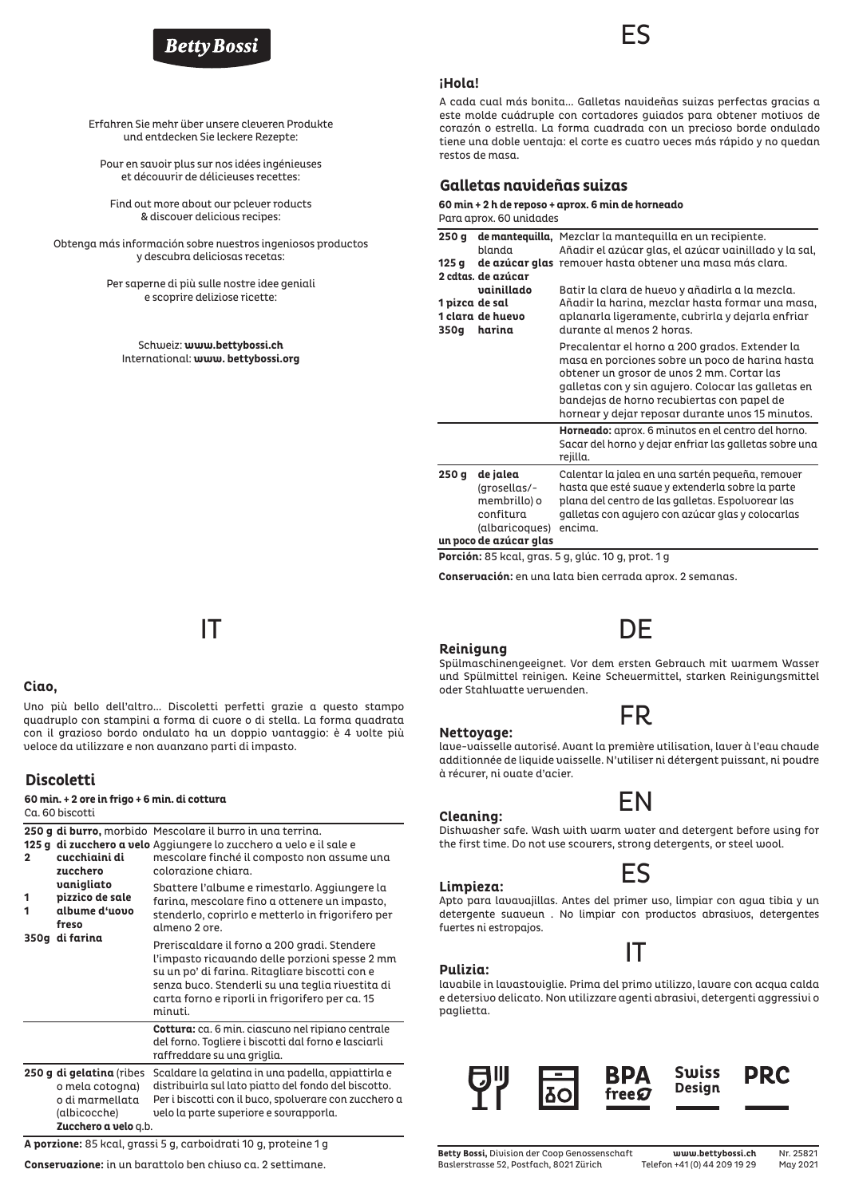Betty Bossi

Erfahren Sie mehr über unsere cleveren Produkte
und entdecken Sie leckere Rezepte:

Pour en savoir plus sur nos idées ingénieuses
et découvrir de délicieuses recettes:

Find out more about our pclever roducts
& discover delicious recipes:

Obtenga más información sobre nuestros ingeniosos productos
y descubra deliciosas recetas:

Per saperne di più sulle nostre idee geniali
e scoprire deliziose ricette:

Schweiz: **www.bettybossi.ch**
International: **www. bettybossi.org**

# ES

### ¡Hola!

A cada cual más bonita... Galletas navideñas suizas perfectas gracias a este molde cuádruple con cortadores guiados para obtener motivos de corazón o estrella. La forma cuadrada con un precioso borde ondulado tiene una doble ventaja: el corte es cuatro veces más rápido y no quedan restos de masa.

## Galletas navideñas suizas

**60 min + 2 h de reposo + aprox. 6 min de horneado**
Para aprox. 60 unidades

| | |
|---|---|
| **250 g de mantequilla,** blanda<br>**125 g de azúcar glas**<br>**2 cdtas. de azúcar vainillado**<br>**1 pizca de sal**<br>**1 clara de huevo**<br>**350g harina** | Mezclar la mantequilla en un recipiente. Añadir el azúcar glas, el azúcar vainillado y la sal, remover hasta obtener una masa más clara.<br><br>Batir la clara de huevo y añadirla a la mezcla. Añadir la harina, mezclar hasta formar una masa, aplanarla ligeramente, cubrirla y dejarla enfriar durante al menos 2 horas.<br><br>Precalentar el horno a 200 grados. Extender la masa en porciones sobre un poco de harina hasta obtener un grosor de unos 2 mm. Cortar las galletas con y sin agujero. Colocar las galletas en bandejas de horno recubiertas con papel de hornear y dejar reposar durante unos 15 minutos. |
| | **Horneado:** aprox. 6 minutos en el centro del horno. Sacar del horno y dejar enfriar las galletas sobre una rejilla. |
| **250 g de jalea** (grosellas/-membrillo) o confitura (albaricoques)<br>**un poco de azúcar glas** | Calentar la jalea en una sartén pequeña, remover hasta que esté suave y extenderla sobre la parte plana del centro de las galletas. Espolvorear las galletas con agujero con azúcar glas y colocarlas encima. |

**Porción:** 85 kcal, gras. 5 g, glúc. 10 g, prot. 1 g

**Conservación:** en una lata bien cerrada aprox. 2 semanas.

# IT

### Ciao,

Uno più bello dell'altro... Discoletti perfetti grazie a questo stampo quadruplo con stampini a forma di cuore o di stella. La forma quadrata con il grazioso bordo ondulato ha un doppio vantaggio: è 4 volte più veloce da utilizzare e non avanzano parti di impasto.

## Discoletti

**60 min. + 2 ore in frigo + 6 min. di cottura**
Ca. 60 biscotti

| | |
|---|---|
| **250 g di burro,** morbido<br>**125 g di zucchero a velo**<br>**2 cucchiaini di zucchero vanigliato**<br>**1 pizzico de sale**<br>**1 albume d'uovo freso**<br>**350g di farina** | Mescolare il burro in una terrina.<br>Aggiungere lo zucchero a velo e il sale e mescolare finché il composto non assume una colorazione chiara.<br><br>Sbattere l'albume e rimestarlo. Aggiungere la farina, mescolare fino a ottenere un impasto, stenderlo, coprirlo e metterlo in frigorifero per almeno 2 ore.<br><br>Preriscaldare il forno a 200 gradi. Stendere l'impasto ricavando delle porzioni spesse 2 mm su un po' di farina. Ritagliare biscotti con e senza buco. Stenderli su una teglia rivestita di carta forno e riporli in frigorifero per ca. 15 minuti. |
| | **Cottura:** ca. 6 min. ciascuno nel ripiano centrale del forno. Togliere i biscotti dal forno e lasciarli raffreddare su una griglia. |
| **250 g di gelatina** (ribes o mela cotogna) o di marmellata (albicocche)<br>**Zucchero a velo** q.b. | Scaldare la gelatina in una padella, appiattirla e distribuirla sul lato piatto del fondo del biscotto. Per i biscotti con il buco, spolverare con zucchero a velo la parte superiore e sovrapporla. |

**A porzione:** 85 kcal, grassi 5 g, carboidrati 10 g, proteine 1 g

**Conservazione:** in un barattolo ben chiuso ca. 2 settimane.

# DE

### Reinigung

Spülmaschinengeeignet. Vor dem ersten Gebrauch mit warmem Wasser und Spülmittel reinigen. Keine Scheuermittel, starken Reinigungsmittel oder Stahlwatte verwenden.

# FR

### Nettoyage:

lave-vaisselle autorisé. Avant la première utilisation, laver à l'eau chaude additionnée de liquide vaisselle. N'utiliser ni détergent puissant, ni poudre à récurer, ni ouate d'acier.

# EN

### Cleaning:

Dishwasher safe. Wash with warm water and detergent before using for the first time. Do not use scourers, strong detergents, or steel wool.

# ES

### Limpieza:

Apto para lavavajillas. Antes del primer uso, limpiar con agua tibia y un detergente suaveun . No limpiar con productos abrasivos, detergentes fuertes ni estropajos.

# IT

### Pulizia:

lavabile in lavastoviglie. Prima del primo utilizzo, lavare con acqua calda e detersivo delicato. Non utilizzare agenti abrasivi, detergenti aggressivi o paglietta.

BPA free — Swiss Design — PRC

**Betty Bossi,** Division der Coop Genossenschaft
Baslerstrasse 52, Postfach, 8021 Zürich

**www.bettybossi.ch**
Telefon +41 (0) 44 209 19 29

Nr. 25821
May 2021